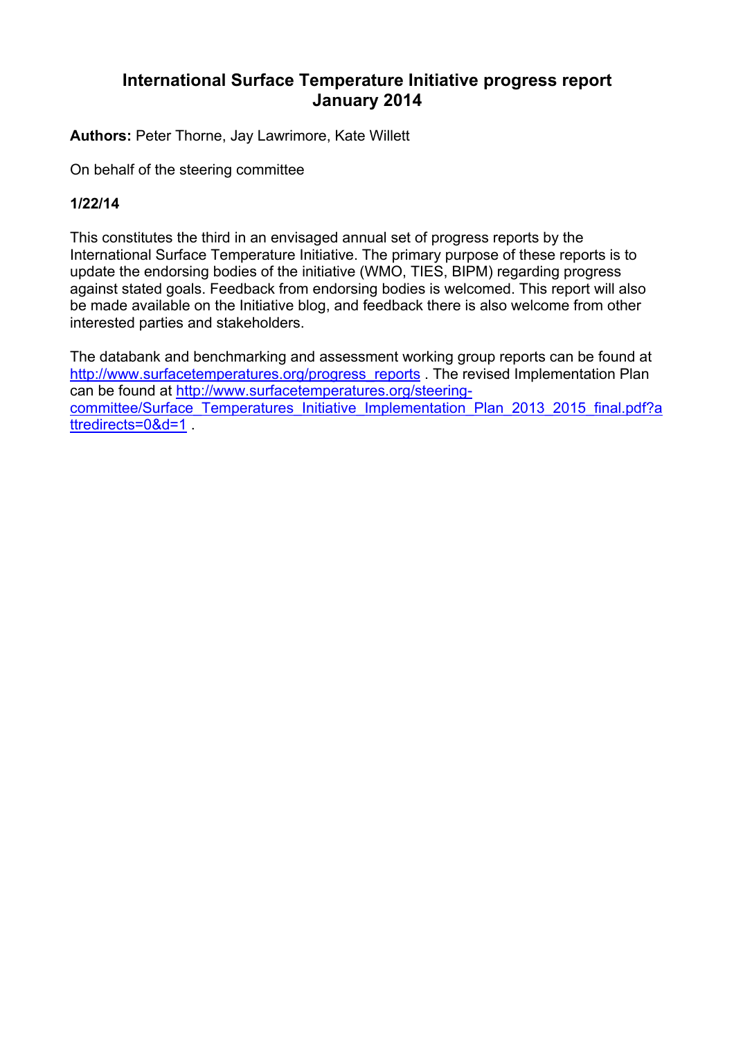# International Surface Temperature Initiative progress report January 2014

**Authors:** Peter Thorne, Jay Lawrimore, Kate Willett

On behalf of the steering committee

**1/22/14**

This constitutes the third in an envisaged annual set of progress reports by the International Surface Temperature Initiative. The primary purpose of these reports is to update the endorsing bodies of the initiative (WMO, TIES, BIPM) regarding progress against stated goals. Feedback from endorsing bodies is welcomed. This report will also be made available on the Initiative blog, and feedback there is also welcome from other interested parties and stakeholders.

The databank and benchmarking and assessment working group reports can be found at [http://www.surfacetemperatures.org/progress_reports](http://www.surfacetemperatures.org/progress_reports) . The revised Implementation Plan can be found at [http://www.surfacetemperatures.org/steering-committee/Surface_Temperatures_Initiative_Implementation_Plan_2013_2015_final.pdf?attredirects=0&d=1](http://www.surfacetemperatures.org/steering-committee/Surface_Temperatures_Initiative_Implementation_Plan_2013_2015_final.pdf?attredirects=0&d=1) .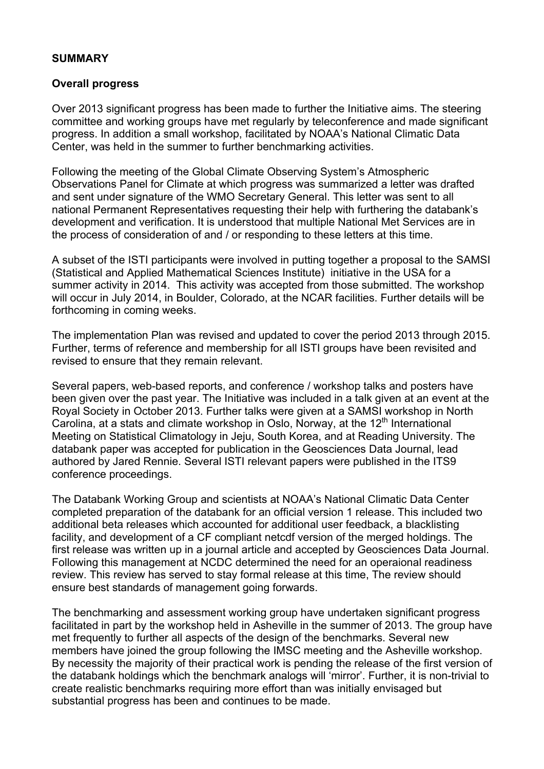**SUMMARY**

**Overall progress**

Over 2013 significant progress has been made to further the Initiative aims. The steering committee and working groups have met regularly by teleconference and made significant progress. In addition a small workshop, facilitated by NOAA's National Climatic Data Center, was held in the summer to further benchmarking activities.

Following the meeting of the Global Climate Observing System's Atmospheric Observations Panel for Climate at which progress was summarized a letter was drafted and sent under signature of the WMO Secretary General. This letter was sent to all national Permanent Representatives requesting their help with furthering the databank's development and verification. It is understood that multiple National Met Services are in the process of consideration of and / or responding to these letters at this time.

A subset of the ISTI participants were involved in putting together a proposal to the SAMSI (Statistical and Applied Mathematical Sciences Institute) initiative in the USA for a summer activity in 2014. This activity was accepted from those submitted. The workshop will occur in July 2014, in Boulder, Colorado, at the NCAR facilities. Further details will be forthcoming in coming weeks.

The implementation Plan was revised and updated to cover the period 2013 through 2015. Further, terms of reference and membership for all ISTI groups have been revisited and revised to ensure that they remain relevant.

Several papers, web-based reports, and conference / workshop talks and posters have been given over the past year. The Initiative was included in a talk given at an event at the Royal Society in October 2013. Further talks were given at a SAMSI workshop in North Carolina, at a stats and climate workshop in Oslo, Norway, at the 12th International Meeting on Statistical Climatology in Jeju, South Korea, and at Reading University. The databank paper was accepted for publication in the Geosciences Data Journal, lead authored by Jared Rennie. Several ISTI relevant papers were published in the ITS9 conference proceedings.

The Databank Working Group and scientists at NOAA's National Climatic Data Center completed preparation of the databank for an official version 1 release. This included two additional beta releases which accounted for additional user feedback, a blacklisting facility, and development of a CF compliant netcdf version of the merged holdings. The first release was written up in a journal article and accepted by Geosciences Data Journal. Following this management at NCDC determined the need for an operaional readiness review. This review has served to stay formal release at this time, The review should ensure best standards of management going forwards.

The benchmarking and assessment working group have undertaken significant progress facilitated in part by the workshop held in Asheville in the summer of 2013. The group have met frequently to further all aspects of the design of the benchmarks. Several new members have joined the group following the IMSC meeting and the Asheville workshop. By necessity the majority of their practical work is pending the release of the first version of the databank holdings which the benchmark analogs will 'mirror'. Further, it is non-trivial to create realistic benchmarks requiring more effort than was initially envisaged but substantial progress has been and continues to be made.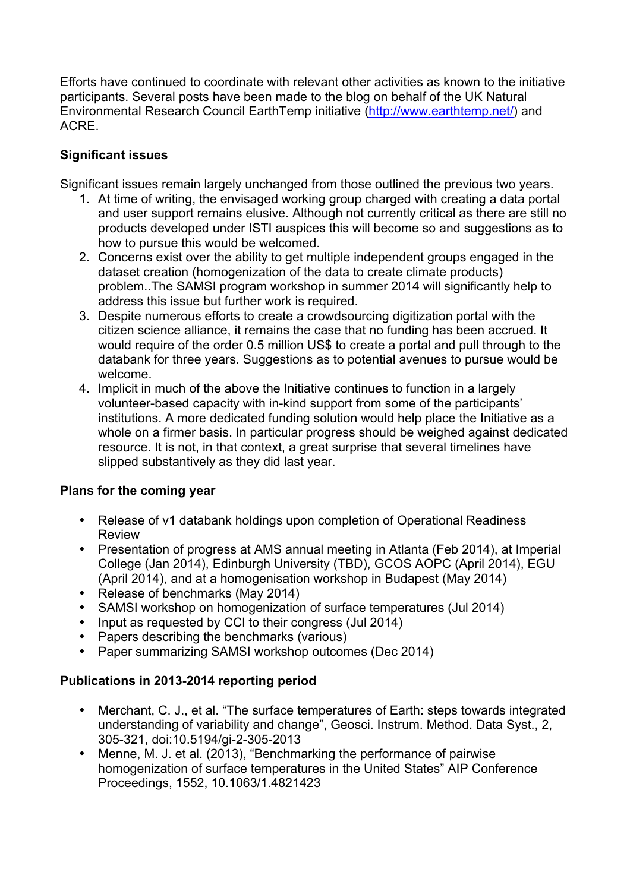Efforts have continued to coordinate with relevant other activities as known to the initiative participants. Several posts have been made to the blog on behalf of the UK Natural Environmental Research Council EarthTemp initiative (http://www.earthtemp.net/) and ACRE.

**Significant issues**

Significant issues remain largely unchanged from those outlined the previous two years.

1. At time of writing, the envisaged working group charged with creating a data portal and user support remains elusive. Although not currently critical as there are still no products developed under ISTI auspices this will become so and suggestions as to how to pursue this would be welcomed.
2. Concerns exist over the ability to get multiple independent groups engaged in the dataset creation (homogenization of the data to create climate products) problem..The SAMSI program workshop in summer 2014 will significantly help to address this issue but further work is required.
3. Despite numerous efforts to create a crowdsourcing digitization portal with the citizen science alliance, it remains the case that no funding has been accrued. It would require of the order 0.5 million US$ to create a portal and pull through to the databank for three years. Suggestions as to potential avenues to pursue would be welcome.
4. Implicit in much of the above the Initiative continues to function in a largely volunteer-based capacity with in-kind support from some of the participants' institutions. A more dedicated funding solution would help place the Initiative as a whole on a firmer basis. In particular progress should be weighed against dedicated resource. It is not, in that context, a great surprise that several timelines have slipped substantively as they did last year.

**Plans for the coming year**

- Release of v1 databank holdings upon completion of Operational Readiness Review
- Presentation of progress at AMS annual meeting in Atlanta (Feb 2014), at Imperial College (Jan 2014), Edinburgh University (TBD), GCOS AOPC (April 2014), EGU (April 2014), and at a homogenisation workshop in Budapest (May 2014)
- Release of benchmarks (May 2014)
- SAMSI workshop on homogenization of surface temperatures (Jul 2014)
- Input as requested by CCl to their congress (Jul 2014)
- Papers describing the benchmarks (various)
- Paper summarizing SAMSI workshop outcomes (Dec 2014)

**Publications in 2013-2014 reporting period**

- Merchant, C. J., et al. "The surface temperatures of Earth: steps towards integrated understanding of variability and change", Geosci. Instrum. Method. Data Syst., 2, 305-321, doi:10.5194/gi-2-305-2013
- Menne, M. J. et al. (2013), "Benchmarking the performance of pairwise homogenization of surface temperatures in the United States" AIP Conference Proceedings, 1552, 10.1063/1.4821423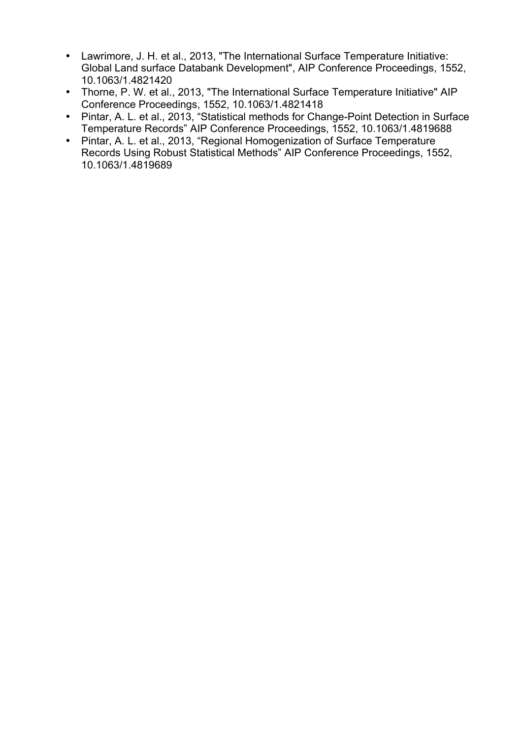- Lawrimore, J. H. et al., 2013, "The International Surface Temperature Initiative: Global Land surface Databank Development", AIP Conference Proceedings, 1552, 10.1063/1.4821420
- Thorne, P. W. et al., 2013, "The International Surface Temperature Initiative" AIP Conference Proceedings, 1552, 10.1063/1.4821418
- Pintar, A. L. et al., 2013, “Statistical methods for Change-Point Detection in Surface Temperature Records” AIP Conference Proceedings, 1552, 10.1063/1.4819688
- Pintar, A. L. et al., 2013, “Regional Homogenization of Surface Temperature Records Using Robust Statistical Methods” AIP Conference Proceedings, 1552, 10.1063/1.4819689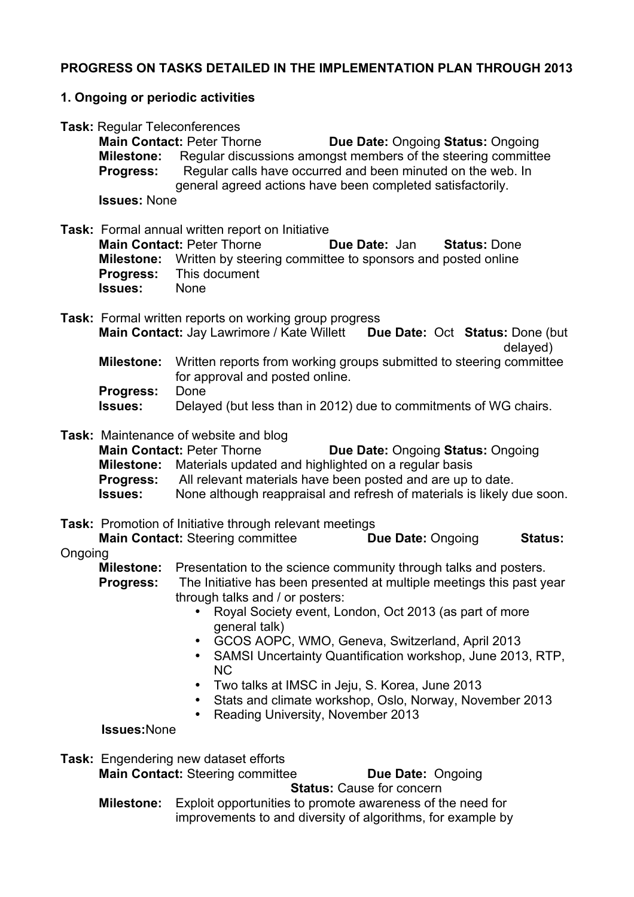**PROGRESS ON TASKS DETAILED IN THE IMPLEMENTATION PLAN THROUGH 2013**

**1. Ongoing or periodic activities**

**Task:** Regular Teleconferences
**Main Contact:** Peter Thorne **Due Date:** Ongoing **Status:** Ongoing
**Milestone:** Regular discussions amongst members of the steering committee
**Progress:** Regular calls have occurred and been minuted on the web. In general agreed actions have been completed satisfactorily.
**Issues:** None

**Task:** Formal annual written report on Initiative
**Main Contact:** Peter Thorne **Due Date:** Jan **Status:** Done
**Milestone:** Written by steering committee to sponsors and posted online
**Progress:** This document
**Issues:** None

**Task:** Formal written reports on working group progress
**Main Contact:** Jay Lawrimore / Kate Willett **Due Date:** Oct **Status:** Done (but delayed)
**Milestone:** Written reports from working groups submitted to steering committee for approval and posted online.
**Progress:** Done
**Issues:** Delayed (but less than in 2012) due to commitments of WG chairs.

**Task:** Maintenance of website and blog
**Main Contact:** Peter Thorne **Due Date:** Ongoing **Status:** Ongoing
**Milestone:** Materials updated and highlighted on a regular basis
**Progress:** All relevant materials have been posted and are up to date.
**Issues:** None although reappraisal and refresh of materials is likely due soon.

**Task:** Promotion of Initiative through relevant meetings
**Main Contact:** Steering committee **Due Date:** Ongoing **Status:** Ongoing
**Milestone:** Presentation to the science community through talks and posters.
**Progress:** The Initiative has been presented at multiple meetings this past year through talks and / or posters:

- Royal Society event, London, Oct 2013 (as part of more general talk)
- GCOS AOPC, WMO, Geneva, Switzerland, April 2013
- SAMSI Uncertainty Quantification workshop, June 2013, RTP, NC
- Two talks at IMSC in Jeju, S. Korea, June 2013
- Stats and climate workshop, Oslo, Norway, November 2013
- Reading University, November 2013

**Issues:** None

**Task:** Engendering new dataset efforts
**Main Contact:** Steering committee **Due Date:** Ongoing **Status:** Cause for concern
**Milestone:** Exploit opportunities to promote awareness of the need for improvements to and diversity of algorithms, for example by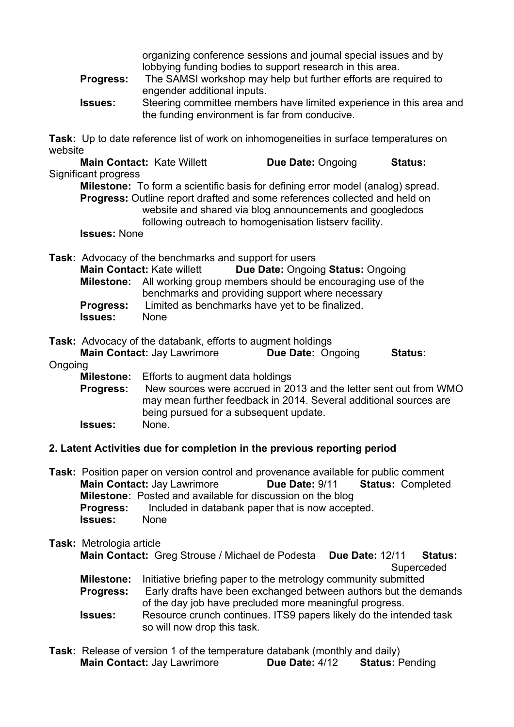organizing conference sessions and journal special issues and by lobbying funding bodies to support research in this area.

**Progress:** The SAMSI workshop may help but further efforts are required to engender additional inputs.

**Issues:** Steering committee members have limited experience in this area and the funding environment is far from conducive.

**Task:** Up to date reference list of work on inhomogeneities in surface temperatures on website

**Main Contact:** Kate Willett **Due Date:** Ongoing **Status:** Significant progress

**Milestone:** To form a scientific basis for defining error model (analog) spread.

**Progress:** Outline report drafted and some references collected and held on website and shared via blog announcements and googledocs following outreach to homogenisation listserv facility.

**Issues:** None

**Task:** Advocacy of the benchmarks and support for users

**Main Contact:** Kate willett **Due Date:** Ongoing **Status:** Ongoing

**Milestone:** All working group members should be encouraging use of the benchmarks and providing support where necessary

**Progress:** Limited as benchmarks have yet to be finalized.

**Issues:** None

**Task:** Advocacy of the databank, efforts to augment holdings

**Main Contact:** Jay Lawrimore **Due Date:** Ongoing **Status:** Ongoing

**Milestone:** Efforts to augment data holdings

**Progress:** New sources were accrued in 2013 and the letter sent out from WMO may mean further feedback in 2014. Several additional sources are being pursued for a subsequent update.

**Issues:** None.

## 2. Latent Activities due for completion in the previous reporting period

**Task:** Position paper on version control and provenance available for public comment

**Main Contact:** Jay Lawrimore **Due Date:** 9/11 **Status:** Completed

**Milestone:** Posted and available for discussion on the blog

**Progress:** Included in databank paper that is now accepted.

**Issues:** None

**Task:** Metrologia article

**Main Contact:** Greg Strouse / Michael de Podesta **Due Date:** 12/11 **Status:** Superceded

**Milestone:** Initiative briefing paper to the metrology community submitted

**Progress:** Early drafts have been exchanged between authors but the demands of the day job have precluded more meaningful progress.

**Issues:** Resource crunch continues. ITS9 papers likely do the intended task so will now drop this task.

**Task:** Release of version 1 of the temperature databank (monthly and daily)

**Main Contact:** Jay Lawrimore **Due Date:** 4/12 **Status:** Pending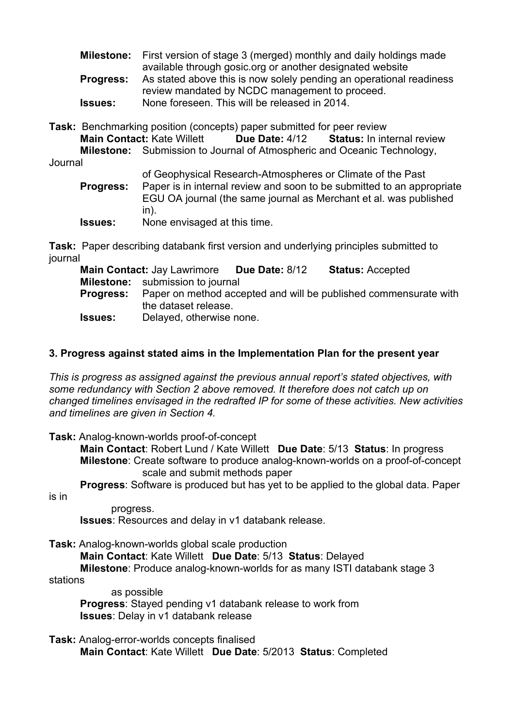**Milestone:** First version of stage 3 (merged) monthly and daily holdings made available through gosic.org or another designated website

**Progress:** As stated above this is now solely pending an operational readiness review mandated by NCDC management to proceed.

**Issues:** None foreseen. This will be released in 2014.

**Task:** Benchmarking position (concepts) paper submitted for peer review

**Main Contact:** Kate Willett **Due Date:** 4/12 **Status:** In internal review

**Milestone:** Submission to Journal of Atmospheric and Oceanic Technology, Journal of Geophysical Research-Atmospheres or Climate of the Past

**Progress:** Paper is in internal review and soon to be submitted to an appropriate EGU OA journal (the same journal as Merchant et al. was published in).

**Issues:** None envisaged at this time.

**Task:** Paper describing databank first version and underlying principles submitted to journal

**Main Contact:** Jay Lawrimore **Due Date:** 8/12 **Status:** Accepted

**Milestone:** submission to journal

**Progress:** Paper on method accepted and will be published commensurate with the dataset release.

**Issues:** Delayed, otherwise none.

### 3. Progress against stated aims in the Implementation Plan for the present year

*This is progress as assigned against the previous annual report's stated objectives, with some redundancy with Section 2 above removed. It therefore does not catch up on changed timelines envisaged in the redrafted IP for some of these activities. New activities and timelines are given in Section 4.*

**Task:** Analog-known-worlds proof-of-concept

**Main Contact**: Robert Lund / Kate Willett **Due Date**: 5/13 **Status**: In progress

**Milestone**: Create software to produce analog-known-worlds on a proof-of-concept scale and submit methods paper

**Progress**: Software is produced but has yet to be applied to the global data. Paper is in progress.

**Issues**: Resources and delay in v1 databank release.

**Task:** Analog-known-worlds global scale production

**Main Contact**: Kate Willett **Due Date**: 5/13 **Status**: Delayed

**Milestone**: Produce analog-known-worlds for as many ISTI databank stage 3 stations as possible

**Progress**: Stayed pending v1 databank release to work from

**Issues**: Delay in v1 databank release

**Task:** Analog-error-worlds concepts finalised

**Main Contact**: Kate Willett **Due Date**: 5/2013 **Status**: Completed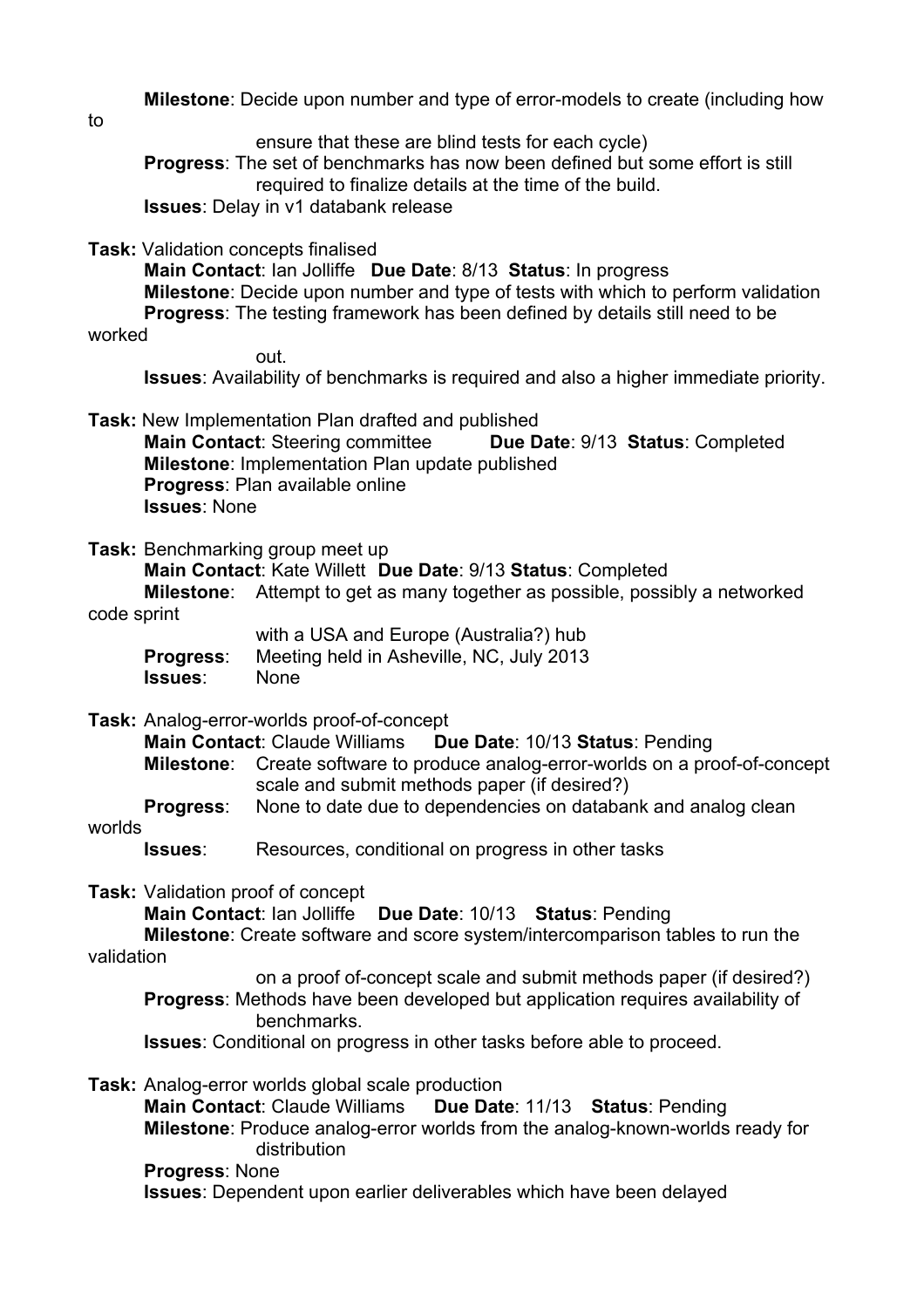**Milestone**: Decide upon number and type of error-models to create (including how to ensure that these are blind tests for each cycle)
**Progress**: The set of benchmarks has now been defined but some effort is still required to finalize details at the time of the build.
**Issues**: Delay in v1 databank release

**Task:** Validation concepts finalised
**Main Contact**: Ian Jolliffe **Due Date**: 8/13 **Status**: In progress
**Milestone**: Decide upon number and type of tests with which to perform validation
**Progress**: The testing framework has been defined by details still need to be worked out.
**Issues**: Availability of benchmarks is required and also a higher immediate priority.

**Task:** New Implementation Plan drafted and published
**Main Contact**: Steering committee **Due Date**: 9/13 **Status**: Completed
**Milestone**: Implementation Plan update published
**Progress**: Plan available online
**Issues**: None

**Task:** Benchmarking group meet up
**Main Contact**: Kate Willett **Due Date**: 9/13 **Status**: Completed
**Milestone**: Attempt to get as many together as possible, possibly a networked code sprint with a USA and Europe (Australia?) hub
**Progress**: Meeting held in Asheville, NC, July 2013
**Issues**: None

**Task:** Analog-error-worlds proof-of-concept
**Main Contact**: Claude Williams **Due Date**: 10/13 **Status**: Pending
**Milestone**: Create software to produce analog-error-worlds on a proof-of-concept scale and submit methods paper (if desired?)
**Progress**: None to date due to dependencies on databank and analog clean worlds
**Issues**: Resources, conditional on progress in other tasks

**Task:** Validation proof of concept
**Main Contact**: Ian Jolliffe **Due Date**: 10/13 **Status**: Pending
**Milestone**: Create software and score system/intercomparison tables to run the validation on a proof of-concept scale and submit methods paper (if desired?)
**Progress**: Methods have been developed but application requires availability of benchmarks.
**Issues**: Conditional on progress in other tasks before able to proceed.

**Task:** Analog-error worlds global scale production
**Main Contact**: Claude Williams **Due Date**: 11/13 **Status**: Pending
**Milestone**: Produce analog-error worlds from the analog-known-worlds ready for distribution
**Progress**: None
**Issues**: Dependent upon earlier deliverables which have been delayed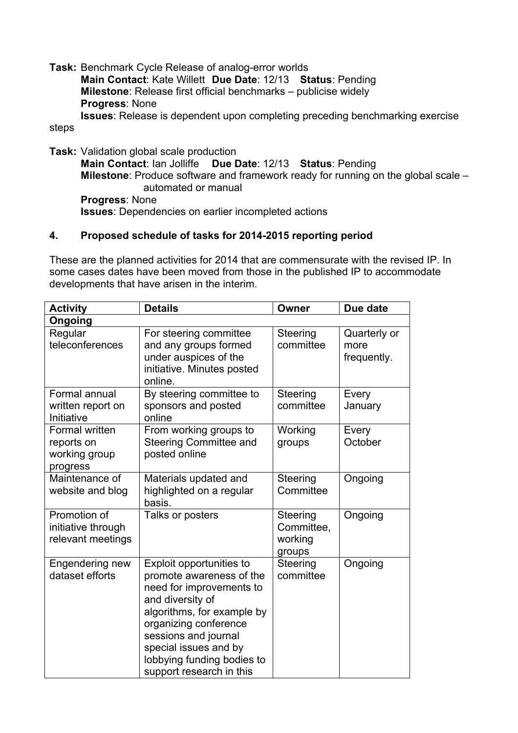**Task:** Benchmark Cycle Release of analog-error worlds

**Main Contact**: Kate Willett **Due Date**: 12/13 **Status**: Pending

**Milestone**: Release first official benchmarks – publicise widely

**Progress**: None

**Issues**: Release is dependent upon completing preceding benchmarking exercise steps

**Task:** Validation global scale production

**Main Contact**: Ian Jolliffe **Due Date**: 12/13 **Status**: Pending

**Milestone**: Produce software and framework ready for running on the global scale – automated or manual

**Progress**: None

**Issues**: Dependencies on earlier incompleted actions

## 4. Proposed schedule of tasks for 2014-2015 reporting period

These are the planned activities for 2014 that are commensurate with the revised IP. In some cases dates have been moved from those in the published IP to accommodate developments that have arisen in the interim.

| Activity | Details | Owner | Due date |
|---|---|---|---|
| **Ongoing** | | | |
| Regular teleconferences | For steering committee and any groups formed under auspices of the initiative. Minutes posted online. | Steering committee | Quarterly or more frequently. |
| Formal annual written report on Initiative | By steering committee to sponsors and posted online | Steering committee | Every January |
| Formal written reports on working group progress | From working groups to Steering Committee and posted online | Working groups | Every October |
| Maintenance of website and blog | Materials updated and highlighted on a regular basis. | Steering Committee | Ongoing |
| Promotion of initiative through relevant meetings | Talks or posters | Steering Committee, working groups | Ongoing |
| Engendering new dataset efforts | Exploit opportunities to promote awareness of the need for improvements to and diversity of algorithms, for example by organizing conference sessions and journal special issues and by lobbying funding bodies to support research in this | Steering committee | Ongoing |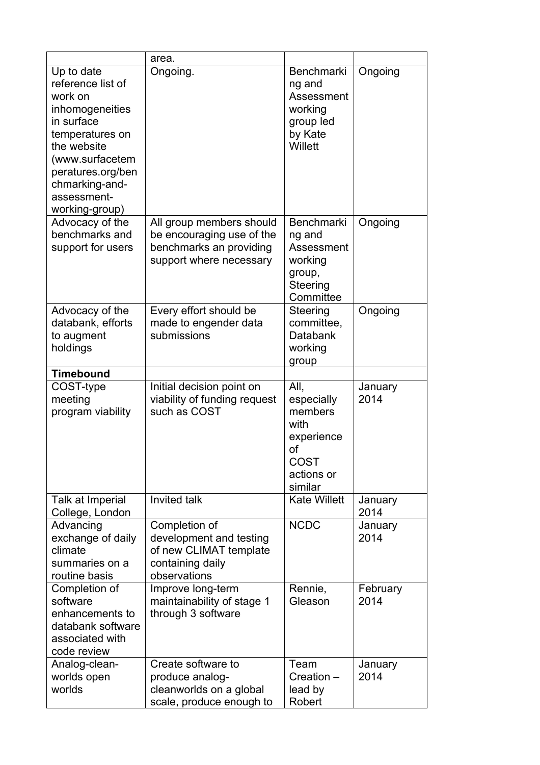| | area. | | |
|---|---|---|---|
| Up to date reference list of work on inhomogeneities in surface temperatures on the website (www.surfacetemperatures.org/benchmarking-and-assessment-working-group) | Ongoing. | Benchmarking and Assessment working group led by Kate Willett | Ongoing |
| Advocacy of the benchmarks and support for users | All group members should be encouraging use of the benchmarks an providing support where necessary | Benchmarking and Assessment working group, Steering Committee | Ongoing |
| Advocacy of the databank, efforts to augment holdings | Every effort should be made to engender data submissions | Steering committee, Databank working group | Ongoing |
| **Timebound** | | | |
| COST-type meeting program viability | Initial decision point on viability of funding request such as COST | All, especially members with experience of COST actions or similar | January 2014 |
| Talk at Imperial College, London | Invited talk | Kate Willett | January 2014 |
| Advancing exchange of daily climate summaries on a routine basis | Completion of development and testing of new CLIMAT template containing daily observations | NCDC | January 2014 |
| Completion of software enhancements to databank software associated with code review | Improve long-term maintainability of stage 1 through 3 software | Rennie, Gleason | February 2014 |
| Analog-clean-worlds open worlds | Create software to produce analog-cleanworlds on a global scale, produce enough to | Team Creation – lead by Robert | January 2014 |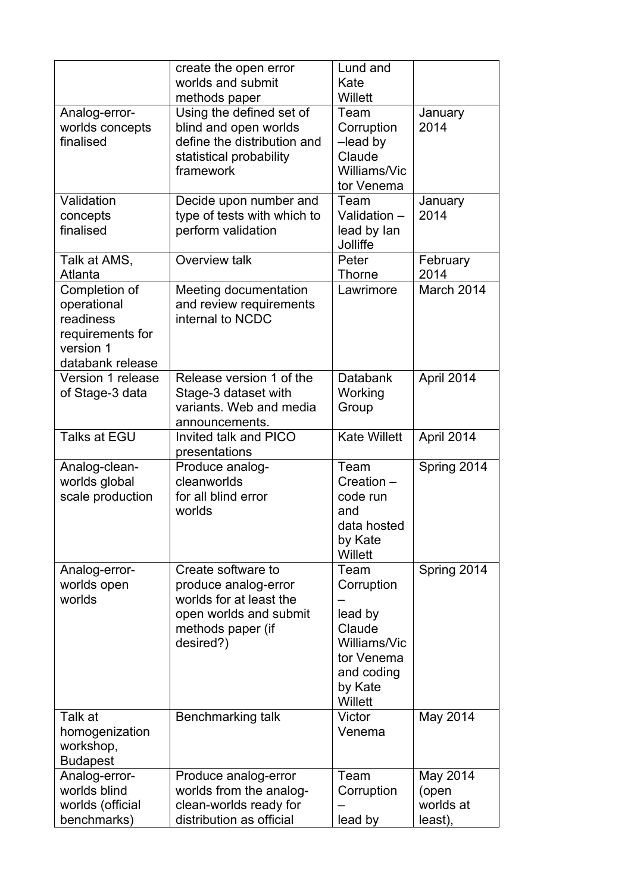| | | | |
|---|---|---|---|
| | create the open error worlds and submit methods paper | Lund and Kate Willett | |
| Analog-error-worlds concepts finalised | Using the defined set of blind and open worlds define the distribution and statistical probability framework | Team Corruption –lead by Claude Williams/Victor Venema | January 2014 |
| Validation concepts finalised | Decide upon number and type of tests with which to perform validation | Team Validation – lead by Ian Jolliffe | January 2014 |
| Talk at AMS, Atlanta | Overview talk | Peter Thorne | February 2014 |
| Completion of operational readiness requirements for version 1 databank release | Meeting documentation and review requirements internal to NCDC | Lawrimore | March 2014 |
| Version 1 release of Stage-3 data | Release version 1 of the Stage-3 dataset with variants. Web and media announcements. | Databank Working Group | April 2014 |
| Talks at EGU | Invited talk and PICO presentations | Kate Willett | April 2014 |
| Analog-clean-worlds global scale production | Produce analog-cleanworlds for all blind error worlds | Team Creation – code run and data hosted by Kate Willett | Spring 2014 |
| Analog-error-worlds open worlds | Create software to produce analog-error worlds for at least the open worlds and submit methods paper (if desired?) | Team Corruption – lead by Claude Williams/Victor Venema and coding by Kate Willett | Spring 2014 |
| Talk at homogenization workshop, Budapest | Benchmarking talk | Victor Venema | May 2014 |
| Analog-error-worlds blind worlds (official benchmarks) | Produce analog-error worlds from the analog-clean-worlds ready for distribution as official | Team Corruption – lead by | May 2014 (open worlds at least), |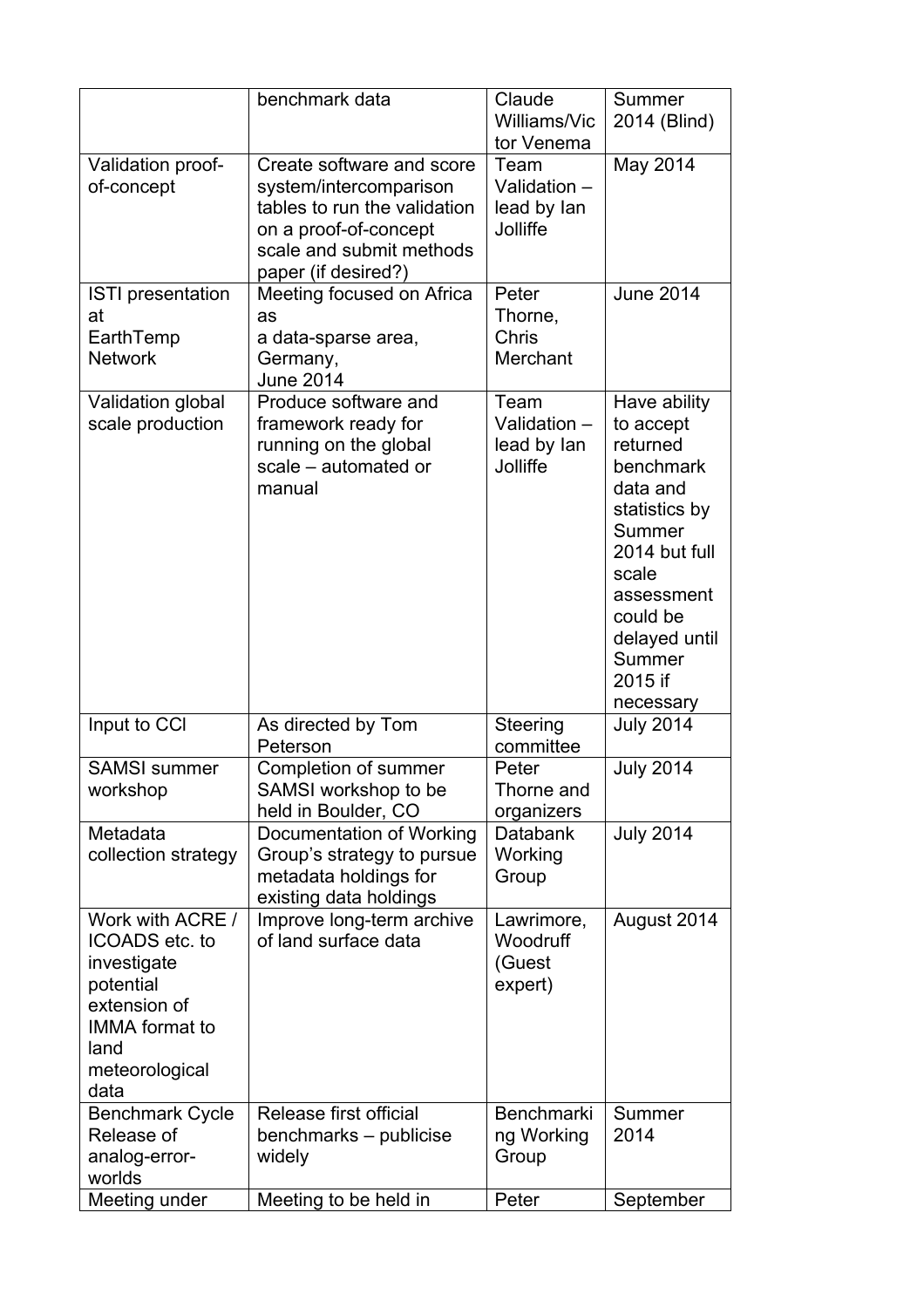| | | | |
|---|---|---|---|
| | benchmark data | Claude Williams/Victor Venema | Summer 2014 (Blind) |
| Validation proof-of-concept | Create software and score system/intercomparison tables to run the validation on a proof-of-concept scale and submit methods paper (if desired?) | Team Validation – lead by Ian Jolliffe | May 2014 |
| ISTI presentation at EarthTemp Network | Meeting focused on Africa as a data-sparse area, Germany, June 2014 | Peter Thorne, Chris Merchant | June 2014 |
| Validation global scale production | Produce software and framework ready for running on the global scale – automated or manual | Team Validation – lead by Ian Jolliffe | Have ability to accept returned benchmark data and statistics by Summer 2014 but full scale assessment could be delayed until Summer 2015 if necessary |
| Input to CCl | As directed by Tom Peterson | Steering committee | July 2014 |
| SAMSI summer workshop | Completion of summer SAMSI workshop to be held in Boulder, CO | Peter Thorne and organizers | July 2014 |
| Metadata collection strategy | Documentation of Working Group's strategy to pursue metadata holdings for existing data holdings | Databank Working Group | July 2014 |
| Work with ACRE / ICOADS etc. to investigate potential extension of IMMA format to land meteorological data | Improve long-term archive of land surface data | Lawrimore, Woodruff (Guest expert) | August 2014 |
| Benchmark Cycle Release of analog-error-worlds | Release first official benchmarks – publicise widely | Benchmarking Working Group | Summer 2014 |
| Meeting under | Meeting to be held in | Peter | September |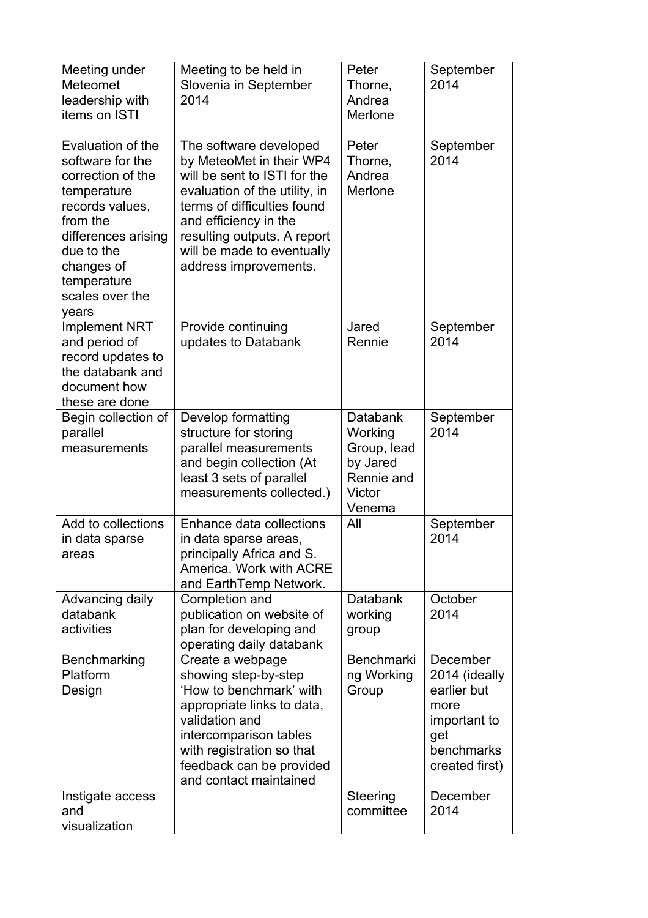| | | | |
|---|---|---|---|
| Meeting under Meteomet leadership with items on ISTI | Meeting to be held in Slovenia in September 2014 | Peter Thorne, Andrea Merlone | September 2014 |
| Evaluation of the software for the correction of the temperature records values, from the differences arising due to the changes of temperature scales over the years | The software developed by MeteoMet in their WP4 will be sent to ISTI for the evaluation of the utility, in terms of difficulties found and efficiency in the resulting outputs. A report will be made to eventually address improvements. | Peter Thorne, Andrea Merlone | September 2014 |
| Implement NRT and period of record updates to the databank and document how these are done | Provide continuing updates to Databank | Jared Rennie | September 2014 |
| Begin collection of parallel measurements | Develop formatting structure for storing parallel measurements and begin collection (At least 3 sets of parallel measurements collected.) | Databank Working Group, lead by Jared Rennie and Victor Venema | September 2014 |
| Add to collections in data sparse areas | Enhance data collections in data sparse areas, principally Africa and S. America. Work with ACRE and EarthTemp Network. | All | September 2014 |
| Advancing daily databank activities | Completion and publication on website of plan for developing and operating daily databank | Databank working group | October 2014 |
| Benchmarking Platform Design | Create a webpage showing step-by-step 'How to benchmark' with appropriate links to data, validation and intercomparison tables with registration so that feedback can be provided and contact maintained | Benchmarking Working Group | December 2014 (ideally earlier but more important to get benchmarks created first) |
| Instigate access and visualization | | Steering committee | December 2014 |